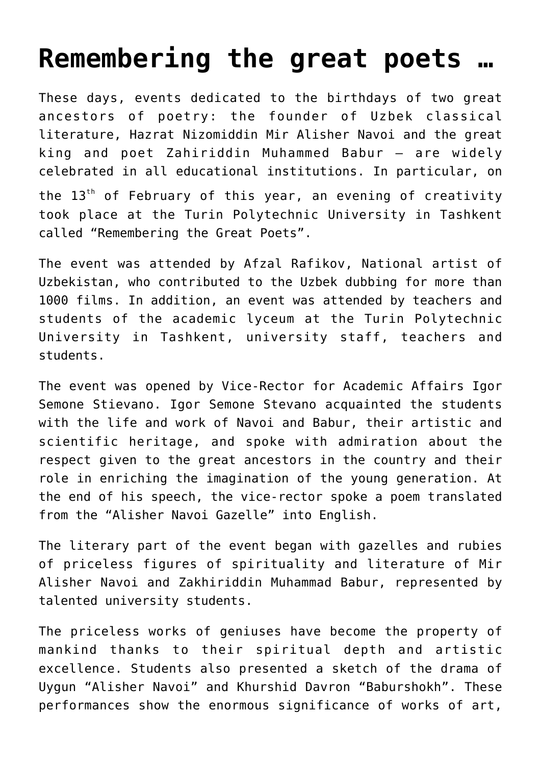# Remembering the great poets …

These days, events dedicated to the birthdays of two great ancestors of poetry: the founder of Uzbek classical literature, Hazrat Nizomiddin Mir Alisher Navoi and the great king and poet Zahiriddin Muhammed Babur – are widely celebrated in all educational institutions. In particular, on the 13th of February of this year, an evening of creativity took place at the Turin Polytechnic University in Tashkent called "Remembering the Great Poets".

The event was attended by Afzal Rafikov, National artist of Uzbekistan, who contributed to the Uzbek dubbing for more than 1000 films. In addition, an event was attended by teachers and students of the academic lyceum at the Turin Polytechnic University in Tashkent, university staff, teachers and students.

The event was opened by Vice-Rector for Academic Affairs Igor Semone Stievano. Igor Semone Stevano acquainted the students with the life and work of Navoi and Babur, their artistic and scientific heritage, and spoke with admiration about the respect given to the great ancestors in the country and their role in enriching the imagination of the young generation. At the end of his speech, the vice-rector spoke a poem translated from the "Alisher Navoi Gazelle" into English.

The literary part of the event began with gazelles and rubies of priceless figures of spirituality and literature of Mir Alisher Navoi and Zakhiriddin Muhammad Babur, represented by talented university students.

The priceless works of geniuses have become the property of mankind thanks to their spiritual depth and artistic excellence. Students also presented a sketch of the drama of Uygun "Alisher Navoi" and Khurshid Davron "Baburshokh". These performances show the enormous significance of works of art,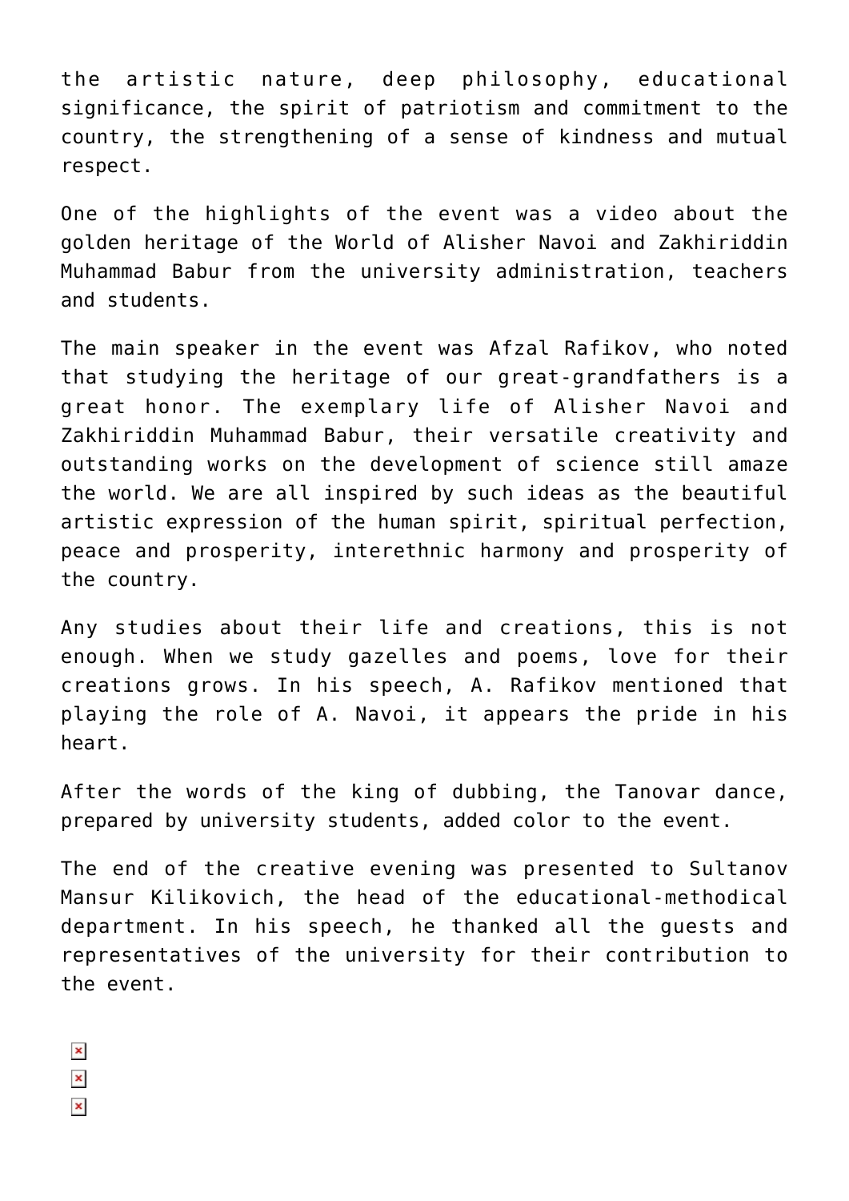the artistic nature, deep philosophy, educational significance, the spirit of patriotism and commitment to the country, the strengthening of a sense of kindness and mutual respect.

One of the highlights of the event was a video about the golden heritage of the World of Alisher Navoi and Zakhiriddin Muhammad Babur from the university administration, teachers and students.

The main speaker in the event was Afzal Rafikov, who noted that studying the heritage of our great-grandfathers is a great honor. The exemplary life of Alisher Navoi and Zakhiriddin Muhammad Babur, their versatile creativity and outstanding works on the development of science still amaze the world. We are all inspired by such ideas as the beautiful artistic expression of the human spirit, spiritual perfection, peace and prosperity, interethnic harmony and prosperity of the country.

Any studies about their life and creations, this is not enough. When we study gazelles and poems, love for their creations grows. In his speech, A. Rafikov mentioned that playing the role of A. Navoi, it appears the pride in his heart.

After the words of the king of dubbing, the Tanovar dance, prepared by university students, added color to the event.

The end of the creative evening was presented to Sultanov Mansur Kilikovich, the head of the educational-methodical department. In his speech, he thanked all the guests and representatives of the university for their contribution to the event.